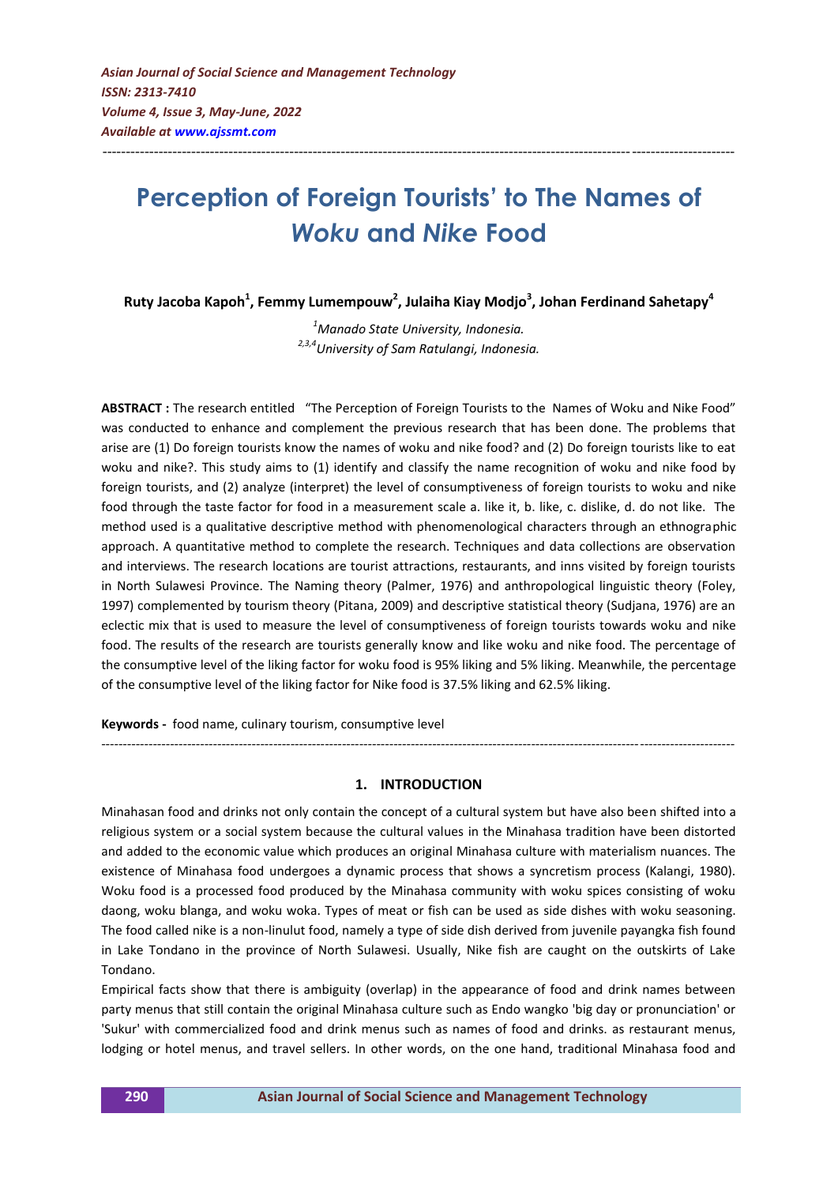*Asian Journal of Social Science and Management Technology*
*ISSN: 2313-7410*
*Volume 4, Issue 3, May-June, 2022*
*Available at www.ajssmt.com*

---

# Perception of Foreign Tourists' to The Names of *Woku* and *Nike* Food

**Ruty Jacoba Kapoh[1], Femmy Lumempouw[2], Julaiha Kiay Modjo[3], Johan Ferdinand Sahetapy[4]**

*[1]Manado State University, Indonesia.*
*[2,3,4]University of Sam Ratulangi, Indonesia.*

**ABSTRACT :** The research entitled "The Perception of Foreign Tourists to the Names of Woku and Nike Food" was conducted to enhance and complement the previous research that has been done. The problems that arise are (1) Do foreign tourists know the names of woku and nike food? and (2) Do foreign tourists like to eat woku and nike?. This study aims to (1) identify and classify the name recognition of woku and nike food by foreign tourists, and (2) analyze (interpret) the level of consumptiveness of foreign tourists to woku and nike food through the taste factor for food in a measurement scale a. like it, b. like, c. dislike, d. do not like. The method used is a qualitative descriptive method with phenomenological characters through an ethnographic approach. A quantitative method to complete the research. Techniques and data collections are observation and interviews. The research locations are tourist attractions, restaurants, and inns visited by foreign tourists in North Sulawesi Province. The Naming theory (Palmer, 1976) and anthropological linguistic theory (Foley, 1997) complemented by tourism theory (Pitana, 2009) and descriptive statistical theory (Sudjana, 1976) are an eclectic mix that is used to measure the level of consumptiveness of foreign tourists towards woku and nike food. The results of the research are tourists generally know and like woku and nike food. The percentage of the consumptive level of the liking factor for woku food is 95% liking and 5% liking. Meanwhile, the percentage of the consumptive level of the liking factor for Nike food is 37.5% liking and 62.5% liking.

**Keywords -** food name, culinary tourism, consumptive level

---

## 1. INTRODUCTION

Minahasan food and drinks not only contain the concept of a cultural system but have also been shifted into a religious system or a social system because the cultural values in the Minahasa tradition have been distorted and added to the economic value which produces an original Minahasa culture with materialism nuances. The existence of Minahasa food undergoes a dynamic process that shows a syncretism process (Kalangi, 1980). Woku food is a processed food produced by the Minahasa community with woku spices consisting of woku daong, woku blanga, and woku woka. Types of meat or fish can be used as side dishes with woku seasoning. The food called nike is a non-linulut food, namely a type of side dish derived from juvenile payangka fish found in Lake Tondano in the province of North Sulawesi. Usually, Nike fish are caught on the outskirts of Lake Tondano.

Empirical facts show that there is ambiguity (overlap) in the appearance of food and drink names between party menus that still contain the original Minahasa culture such as Endo wangko 'big day or pronunciation' or 'Sukur' with commercialized food and drink menus such as names of food and drinks. as restaurant menus, lodging or hotel menus, and travel sellers. In other words, on the one hand, traditional Minahasa food and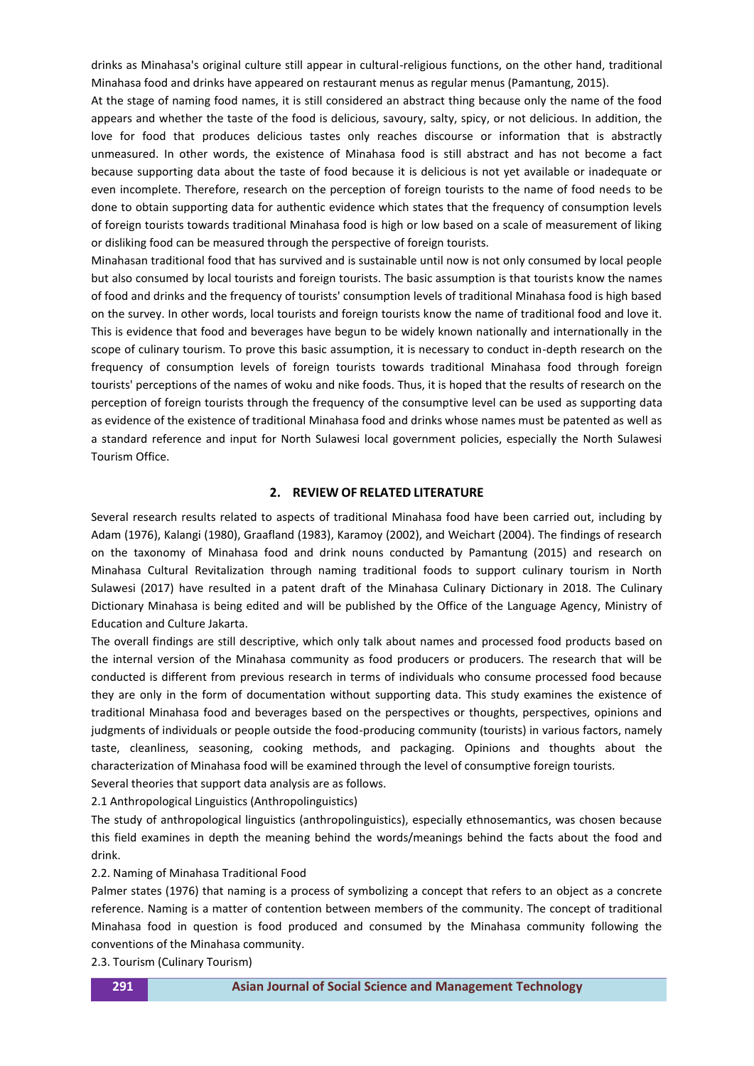drinks as Minahasa's original culture still appear in cultural-religious functions, on the other hand, traditional Minahasa food and drinks have appeared on restaurant menus as regular menus (Pamantung, 2015).

At the stage of naming food names, it is still considered an abstract thing because only the name of the food appears and whether the taste of the food is delicious, savoury, salty, spicy, or not delicious. In addition, the love for food that produces delicious tastes only reaches discourse or information that is abstractly unmeasured. In other words, the existence of Minahasa food is still abstract and has not become a fact because supporting data about the taste of food because it is delicious is not yet available or inadequate or even incomplete. Therefore, research on the perception of foreign tourists to the name of food needs to be done to obtain supporting data for authentic evidence which states that the frequency of consumption levels of foreign tourists towards traditional Minahasa food is high or low based on a scale of measurement of liking or disliking food can be measured through the perspective of foreign tourists.

Minahasan traditional food that has survived and is sustainable until now is not only consumed by local people but also consumed by local tourists and foreign tourists. The basic assumption is that tourists know the names of food and drinks and the frequency of tourists' consumption levels of traditional Minahasa food is high based on the survey. In other words, local tourists and foreign tourists know the name of traditional food and love it. This is evidence that food and beverages have begun to be widely known nationally and internationally in the scope of culinary tourism. To prove this basic assumption, it is necessary to conduct in-depth research on the frequency of consumption levels of foreign tourists towards traditional Minahasa food through foreign tourists' perceptions of the names of woku and nike foods. Thus, it is hoped that the results of research on the perception of foreign tourists through the frequency of the consumptive level can be used as supporting data as evidence of the existence of traditional Minahasa food and drinks whose names must be patented as well as a standard reference and input for North Sulawesi local government policies, especially the North Sulawesi Tourism Office.

## 2. REVIEW OF RELATED LITERATURE

Several research results related to aspects of traditional Minahasa food have been carried out, including by Adam (1976), Kalangi (1980), Graafland (1983), Karamoy (2002), and Weichart (2004). The findings of research on the taxonomy of Minahasa food and drink nouns conducted by Pamantung (2015) and research on Minahasa Cultural Revitalization through naming traditional foods to support culinary tourism in North Sulawesi (2017) have resulted in a patent draft of the Minahasa Culinary Dictionary in 2018. The Culinary Dictionary Minahasa is being edited and will be published by the Office of the Language Agency, Ministry of Education and Culture Jakarta.

The overall findings are still descriptive, which only talk about names and processed food products based on the internal version of the Minahasa community as food producers or producers. The research that will be conducted is different from previous research in terms of individuals who consume processed food because they are only in the form of documentation without supporting data. This study examines the existence of traditional Minahasa food and beverages based on the perspectives or thoughts, perspectives, opinions and judgments of individuals or people outside the food-producing community (tourists) in various factors, namely taste, cleanliness, seasoning, cooking methods, and packaging. Opinions and thoughts about the characterization of Minahasa food will be examined through the level of consumptive foreign tourists.

Several theories that support data analysis are as follows.

### 2.1 Anthropological Linguistics (Anthropolinguistics)

The study of anthropological linguistics (anthropolinguistics), especially ethnosemantics, was chosen because this field examines in depth the meaning behind the words/meanings behind the facts about the food and drink.

### 2.2. Naming of Minahasa Traditional Food

Palmer states (1976) that naming is a process of symbolizing a concept that refers to an object as a concrete reference. Naming is a matter of contention between members of the community. The concept of traditional Minahasa food in question is food produced and consumed by the Minahasa community following the conventions of the Minahasa community.

### 2.3. Tourism (Culinary Tourism)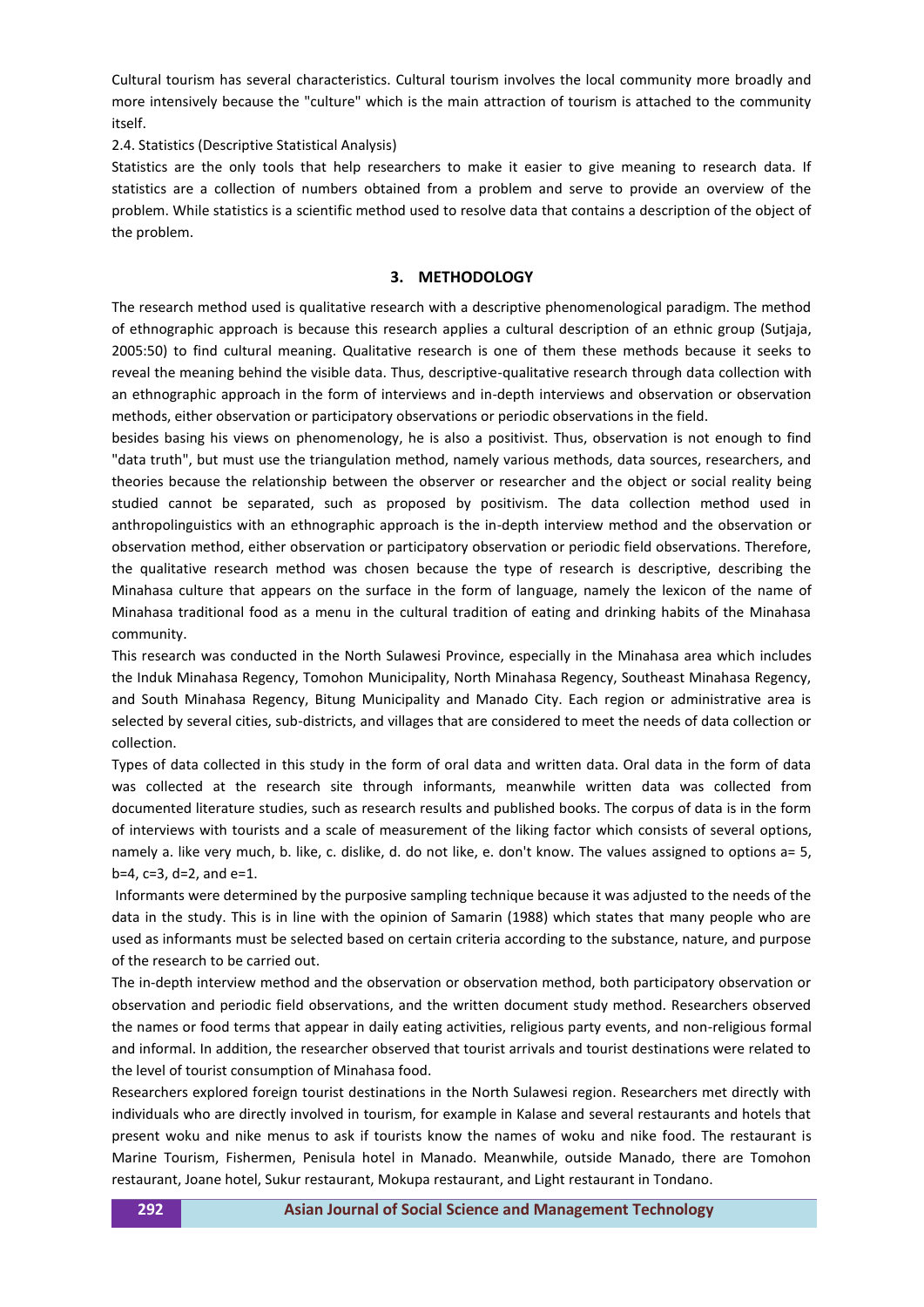Cultural tourism has several characteristics. Cultural tourism involves the local community more broadly and more intensively because the "culture" which is the main attraction of tourism is attached to the community itself.

2.4. Statistics (Descriptive Statistical Analysis)

Statistics are the only tools that help researchers to make it easier to give meaning to research data. If statistics are a collection of numbers obtained from a problem and serve to provide an overview of the problem. While statistics is a scientific method used to resolve data that contains a description of the object of the problem.

## 3. METHODOLOGY

The research method used is qualitative research with a descriptive phenomenological paradigm. The method of ethnographic approach is because this research applies a cultural description of an ethnic group (Sutjaja, 2005:50) to find cultural meaning. Qualitative research is one of them these methods because it seeks to reveal the meaning behind the visible data. Thus, descriptive-qualitative research through data collection with an ethnographic approach in the form of interviews and in-depth interviews and observation or observation methods, either observation or participatory observations or periodic observations in the field.

besides basing his views on phenomenology, he is also a positivist. Thus, observation is not enough to find "data truth", but must use the triangulation method, namely various methods, data sources, researchers, and theories because the relationship between the observer or researcher and the object or social reality being studied cannot be separated, such as proposed by positivism. The data collection method used in anthropolinguistics with an ethnographic approach is the in-depth interview method and the observation or observation method, either observation or participatory observation or periodic field observations. Therefore, the qualitative research method was chosen because the type of research is descriptive, describing the Minahasa culture that appears on the surface in the form of language, namely the lexicon of the name of Minahasa traditional food as a menu in the cultural tradition of eating and drinking habits of the Minahasa community.

This research was conducted in the North Sulawesi Province, especially in the Minahasa area which includes the Induk Minahasa Regency, Tomohon Municipality, North Minahasa Regency, Southeast Minahasa Regency, and South Minahasa Regency, Bitung Municipality and Manado City. Each region or administrative area is selected by several cities, sub-districts, and villages that are considered to meet the needs of data collection or collection.

Types of data collected in this study in the form of oral data and written data. Oral data in the form of data was collected at the research site through informants, meanwhile written data was collected from documented literature studies, such as research results and published books. The corpus of data is in the form of interviews with tourists and a scale of measurement of the liking factor which consists of several options, namely a. like very much, b. like, c. dislike, d. do not like, e. don't know. The values assigned to options a= 5, b=4, c=3, d=2, and e=1.

Informants were determined by the purposive sampling technique because it was adjusted to the needs of the data in the study. This is in line with the opinion of Samarin (1988) which states that many people who are used as informants must be selected based on certain criteria according to the substance, nature, and purpose of the research to be carried out.

The in-depth interview method and the observation or observation method, both participatory observation or observation and periodic field observations, and the written document study method. Researchers observed the names or food terms that appear in daily eating activities, religious party events, and non-religious formal and informal. In addition, the researcher observed that tourist arrivals and tourist destinations were related to the level of tourist consumption of Minahasa food.

Researchers explored foreign tourist destinations in the North Sulawesi region. Researchers met directly with individuals who are directly involved in tourism, for example in Kalase and several restaurants and hotels that present woku and nike menus to ask if tourists know the names of woku and nike food. The restaurant is Marine Tourism, Fishermen, Penisula hotel in Manado. Meanwhile, outside Manado, there are Tomohon restaurant, Joane hotel, Sukur restaurant, Mokupa restaurant, and Light restaurant in Tondano.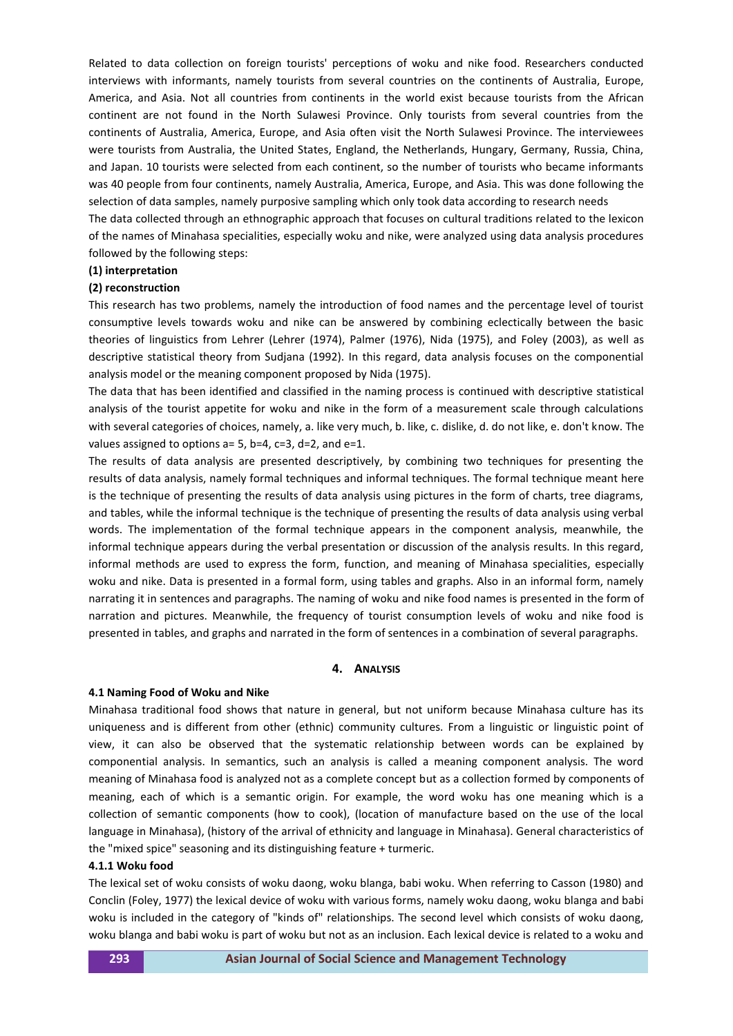Related to data collection on foreign tourists' perceptions of woku and nike food. Researchers conducted interviews with informants, namely tourists from several countries on the continents of Australia, Europe, America, and Asia. Not all countries from continents in the world exist because tourists from the African continent are not found in the North Sulawesi Province. Only tourists from several countries from the continents of Australia, America, Europe, and Asia often visit the North Sulawesi Province. The interviewees were tourists from Australia, the United States, England, the Netherlands, Hungary, Germany, Russia, China, and Japan. 10 tourists were selected from each continent, so the number of tourists who became informants was 40 people from four continents, namely Australia, America, Europe, and Asia. This was done following the selection of data samples, namely purposive sampling which only took data according to research needs

The data collected through an ethnographic approach that focuses on cultural traditions related to the lexicon of the names of Minahasa specialities, especially woku and nike, were analyzed using data analysis procedures followed by the following steps:

**(1) interpretation**

**(2) reconstruction**

This research has two problems, namely the introduction of food names and the percentage level of tourist consumptive levels towards woku and nike can be answered by combining eclectically between the basic theories of linguistics from Lehrer (Lehrer (1974), Palmer (1976), Nida (1975), and Foley (2003), as well as descriptive statistical theory from Sudjana (1992). In this regard, data analysis focuses on the componential analysis model or the meaning component proposed by Nida (1975).

The data that has been identified and classified in the naming process is continued with descriptive statistical analysis of the tourist appetite for woku and nike in the form of a measurement scale through calculations with several categories of choices, namely, a. like very much, b. like, c. dislike, d. do not like, e. don't know. The values assigned to options a= 5, b=4, c=3, d=2, and e=1.

The results of data analysis are presented descriptively, by combining two techniques for presenting the results of data analysis, namely formal techniques and informal techniques. The formal technique meant here is the technique of presenting the results of data analysis using pictures in the form of charts, tree diagrams, and tables, while the informal technique is the technique of presenting the results of data analysis using verbal words. The implementation of the formal technique appears in the component analysis, meanwhile, the informal technique appears during the verbal presentation or discussion of the analysis results. In this regard, informal methods are used to express the form, function, and meaning of Minahasa specialities, especially woku and nike. Data is presented in a formal form, using tables and graphs. Also in an informal form, namely narrating it in sentences and paragraphs. The naming of woku and nike food names is presented in the form of narration and pictures. Meanwhile, the frequency of tourist consumption levels of woku and nike food is presented in tables, and graphs and narrated in the form of sentences in a combination of several paragraphs.

## 4. ANALYSIS

### 4.1 Naming Food of Woku and Nike

Minahasa traditional food shows that nature in general, but not uniform because Minahasa culture has its uniqueness and is different from other (ethnic) community cultures. From a linguistic or linguistic point of view, it can also be observed that the systematic relationship between words can be explained by componential analysis. In semantics, such an analysis is called a meaning component analysis. The word meaning of Minahasa food is analyzed not as a complete concept but as a collection formed by components of meaning, each of which is a semantic origin. For example, the word woku has one meaning which is a collection of semantic components (how to cook), (location of manufacture based on the use of the local language in Minahasa), (history of the arrival of ethnicity and language in Minahasa). General characteristics of the "mixed spice" seasoning and its distinguishing feature + turmeric.

#### 4.1.1 Woku food

The lexical set of woku consists of woku daong, woku blanga, babi woku. When referring to Casson (1980) and Conclin (Foley, 1977) the lexical device of woku with various forms, namely woku daong, woku blanga and babi woku is included in the category of "kinds of" relationships. The second level which consists of woku daong, woku blanga and babi woku is part of woku but not as an inclusion. Each lexical device is related to a woku and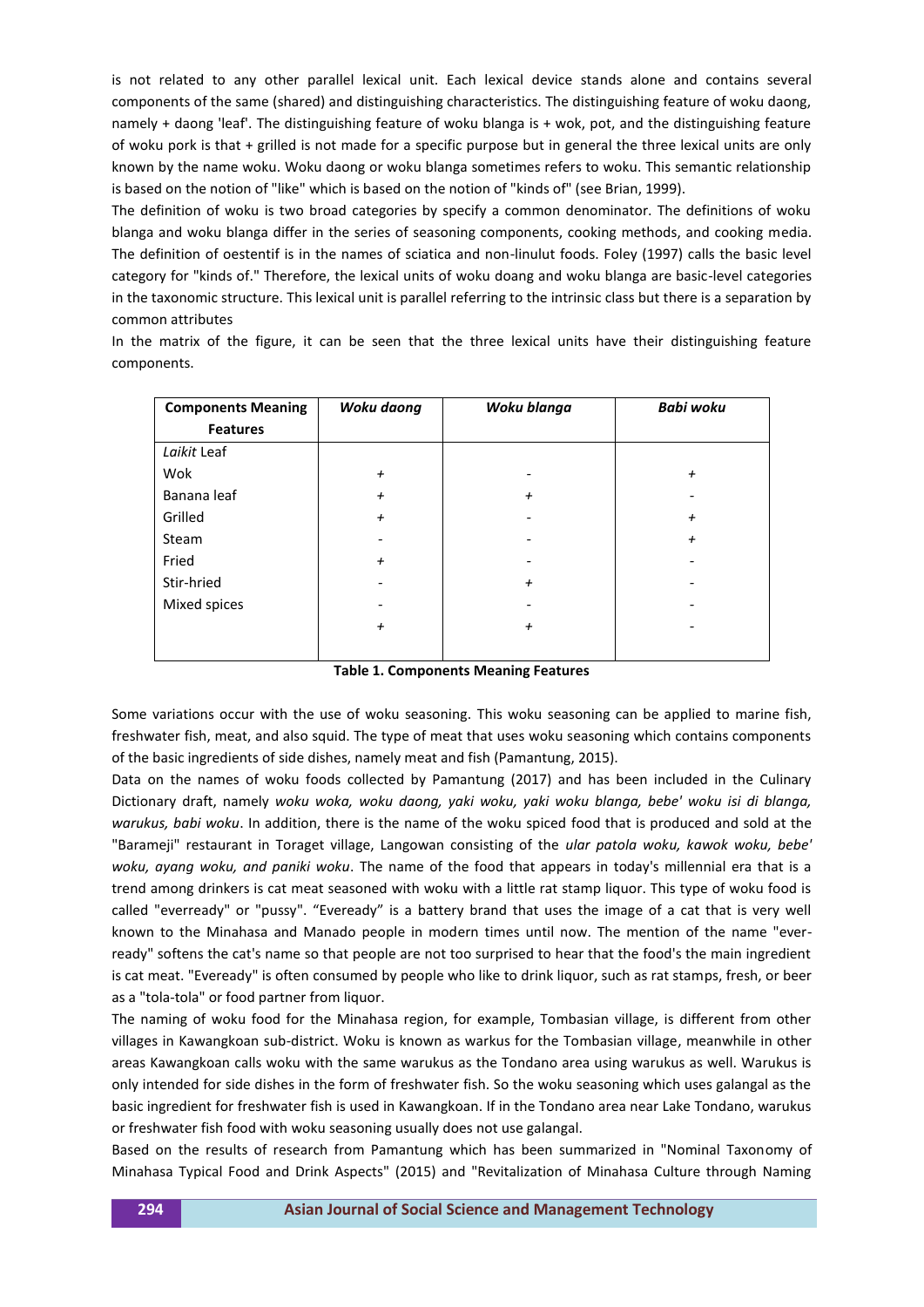is not related to any other parallel lexical unit. Each lexical device stands alone and contains several components of the same (shared) and distinguishing characteristics. The distinguishing feature of woku daong, namely + daong 'leaf'. The distinguishing feature of woku blanga is + wok, pot, and the distinguishing feature of woku pork is that + grilled is not made for a specific purpose but in general the three lexical units are only known by the name woku. Woku daong or woku blanga sometimes refers to woku. This semantic relationship is based on the notion of "like" which is based on the notion of "kinds of" (see Brian, 1999).

The definition of woku is two broad categories by specify a common denominator. The definitions of woku blanga and woku blanga differ in the series of seasoning components, cooking methods, and cooking media. The definition of oestentif is in the names of sciatica and non-linulut foods. Foley (1997) calls the basic level category for "kinds of." Therefore, the lexical units of woku doang and woku blanga are basic-level categories in the taxonomic structure. This lexical unit is parallel referring to the intrinsic class but there is a separation by common attributes

In the matrix of the figure, it can be seen that the three lexical units have their distinguishing feature components.

| Components Meaning Features | *Woku daong* | *Woku blanga* | *Babi woku* |
|---|---|---|---|
| *Laikit* Leaf | | | |
| Wok | + | - | + |
| Banana leaf | + | + | - |
| Grilled | + | - | + |
| Steam | - | - | + |
| Fried | + | - | - |
| Stir-hried | - | + | - |
| Mixed spices | - | - | - |
| | + | + | - |

**Table 1. Components Meaning Features**

Some variations occur with the use of woku seasoning. This woku seasoning can be applied to marine fish, freshwater fish, meat, and also squid. The type of meat that uses woku seasoning which contains components of the basic ingredients of side dishes, namely meat and fish (Pamantung, 2015).

Data on the names of woku foods collected by Pamantung (2017) and has been included in the Culinary Dictionary draft, namely *woku woka, woku daong, yaki woku, yaki woku blanga, bebe' woku isi di blanga, warukus, babi woku*. In addition, there is the name of the woku spiced food that is produced and sold at the "Barameji" restaurant in Toraget village, Langowan consisting of the *ular patola woku, kawok woku, bebe' woku, ayang woku, and paniki woku*. The name of the food that appears in today's millennial era that is a trend among drinkers is cat meat seasoned with woku with a little rat stamp liquor. This type of woku food is called "everready" or "pussy". "Eveready" is a battery brand that uses the image of a cat that is very well known to the Minahasa and Manado people in modern times until now. The mention of the name "ever-ready" softens the cat's name so that people are not too surprised to hear that the food's the main ingredient is cat meat. "Eveready" is often consumed by people who like to drink liquor, such as rat stamps, fresh, or beer as a "tola-tola" or food partner from liquor.

The naming of woku food for the Minahasa region, for example, Tombasian village, is different from other villages in Kawangkoan sub-district. Woku is known as warkus for the Tombasian village, meanwhile in other areas Kawangkoan calls woku with the same warukus as the Tondano area using warukus as well. Warukus is only intended for side dishes in the form of freshwater fish. So the woku seasoning which uses galangal as the basic ingredient for freshwater fish is used in Kawangkoan. If in the Tondano area near Lake Tondano, warukus or freshwater fish food with woku seasoning usually does not use galangal.

Based on the results of research from Pamantung which has been summarized in "Nominal Taxonomy of Minahasa Typical Food and Drink Aspects" (2015) and "Revitalization of Minahasa Culture through Naming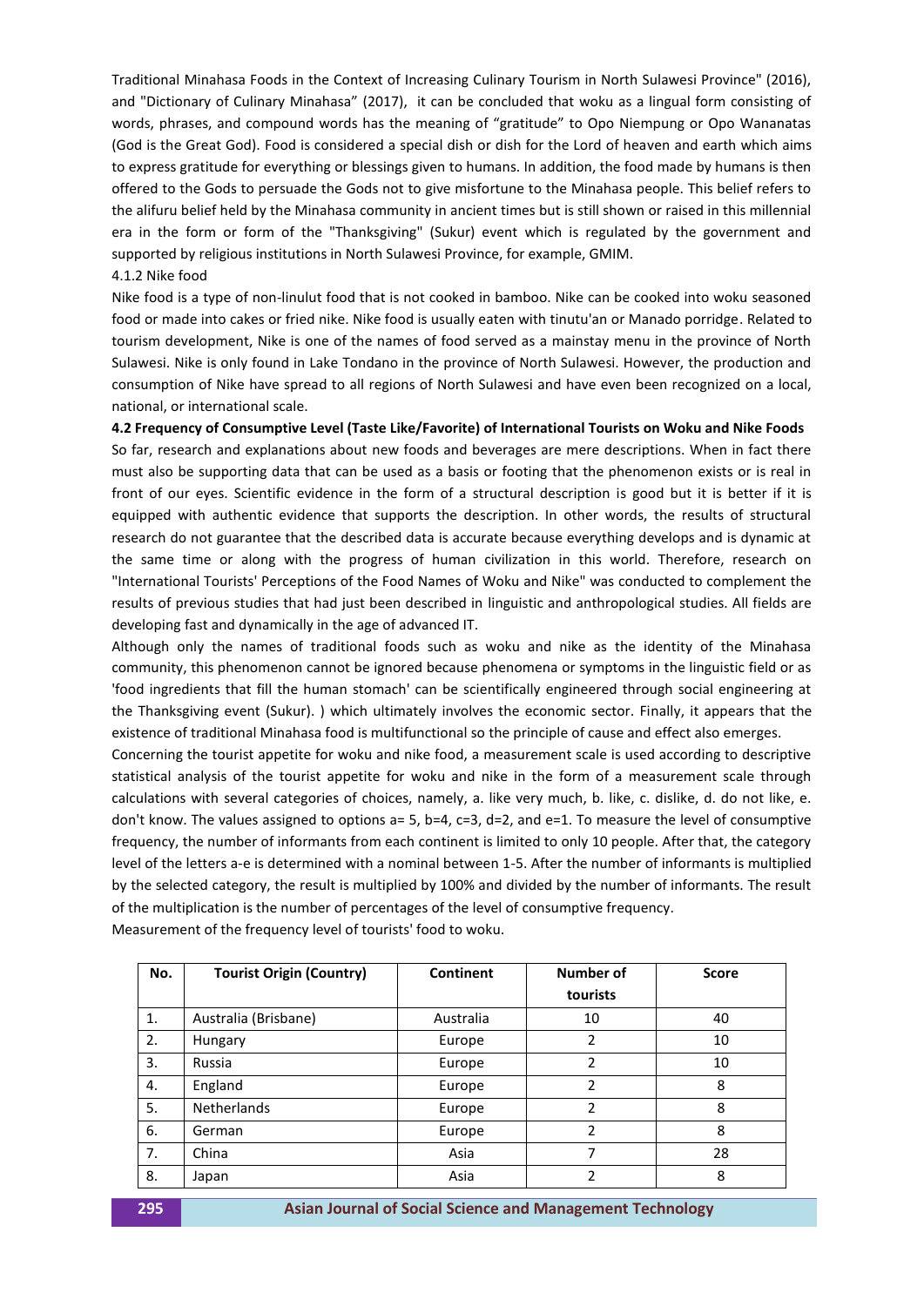Traditional Minahasa Foods in the Context of Increasing Culinary Tourism in North Sulawesi Province" (2016), and "Dictionary of Culinary Minahasa" (2017), it can be concluded that woku as a lingual form consisting of words, phrases, and compound words has the meaning of "gratitude" to Opo Niempung or Opo Wananatas (God is the Great God). Food is considered a special dish or dish for the Lord of heaven and earth which aims to express gratitude for everything or blessings given to humans. In addition, the food made by humans is then offered to the Gods to persuade the Gods not to give misfortune to the Minahasa people. This belief refers to the alifuru belief held by the Minahasa community in ancient times but is still shown or raised in this millennial era in the form or form of the "Thanksgiving" (Sukur) event which is regulated by the government and supported by religious institutions in North Sulawesi Province, for example, GMIM.

4.1.2 Nike food

Nike food is a type of non-linulut food that is not cooked in bamboo. Nike can be cooked into woku seasoned food or made into cakes or fried nike. Nike food is usually eaten with tinutu'an or Manado porridge. Related to tourism development, Nike is one of the names of food served as a mainstay menu in the province of North Sulawesi. Nike is only found in Lake Tondano in the province of North Sulawesi. However, the production and consumption of Nike have spread to all regions of North Sulawesi and have even been recognized on a local, national, or international scale.

**4.2 Frequency of Consumptive Level (Taste Like/Favorite) of International Tourists on Woku and Nike Foods**

So far, research and explanations about new foods and beverages are mere descriptions. When in fact there must also be supporting data that can be used as a basis or footing that the phenomenon exists or is real in front of our eyes. Scientific evidence in the form of a structural description is good but it is better if it is equipped with authentic evidence that supports the description. In other words, the results of structural research do not guarantee that the described data is accurate because everything develops and is dynamic at the same time or along with the progress of human civilization in this world. Therefore, research on "International Tourists' Perceptions of the Food Names of Woku and Nike" was conducted to complement the results of previous studies that had just been described in linguistic and anthropological studies. All fields are developing fast and dynamically in the age of advanced IT.

Although only the names of traditional foods such as woku and nike as the identity of the Minahasa community, this phenomenon cannot be ignored because phenomena or symptoms in the linguistic field or as 'food ingredients that fill the human stomach' can be scientifically engineered through social engineering at the Thanksgiving event (Sukur). ) which ultimately involves the economic sector. Finally, it appears that the existence of traditional Minahasa food is multifunctional so the principle of cause and effect also emerges.

Concerning the tourist appetite for woku and nike food, a measurement scale is used according to descriptive statistical analysis of the tourist appetite for woku and nike in the form of a measurement scale through calculations with several categories of choices, namely, a. like very much, b. like, c. dislike, d. do not like, e. don't know. The values assigned to options a= 5, b=4, c=3, d=2, and e=1. To measure the level of consumptive frequency, the number of informants from each continent is limited to only 10 people. After that, the category level of the letters a-e is determined with a nominal between 1-5. After the number of informants is multiplied by the selected category, the result is multiplied by 100% and divided by the number of informants. The result of the multiplication is the number of percentages of the level of consumptive frequency.

Measurement of the frequency level of tourists' food to woku.

| No. | Tourist Origin (Country) | Continent | Number of tourists | Score |
|---|---|---|---|---|
| 1. | Australia (Brisbane) | Australia | 10 | 40 |
| 2. | Hungary | Europe | 2 | 10 |
| 3. | Russia | Europe | 2 | 10 |
| 4. | England | Europe | 2 | 8 |
| 5. | Netherlands | Europe | 2 | 8 |
| 6. | German | Europe | 2 | 8 |
| 7. | China | Asia | 7 | 28 |
| 8. | Japan | Asia | 2 | 8 |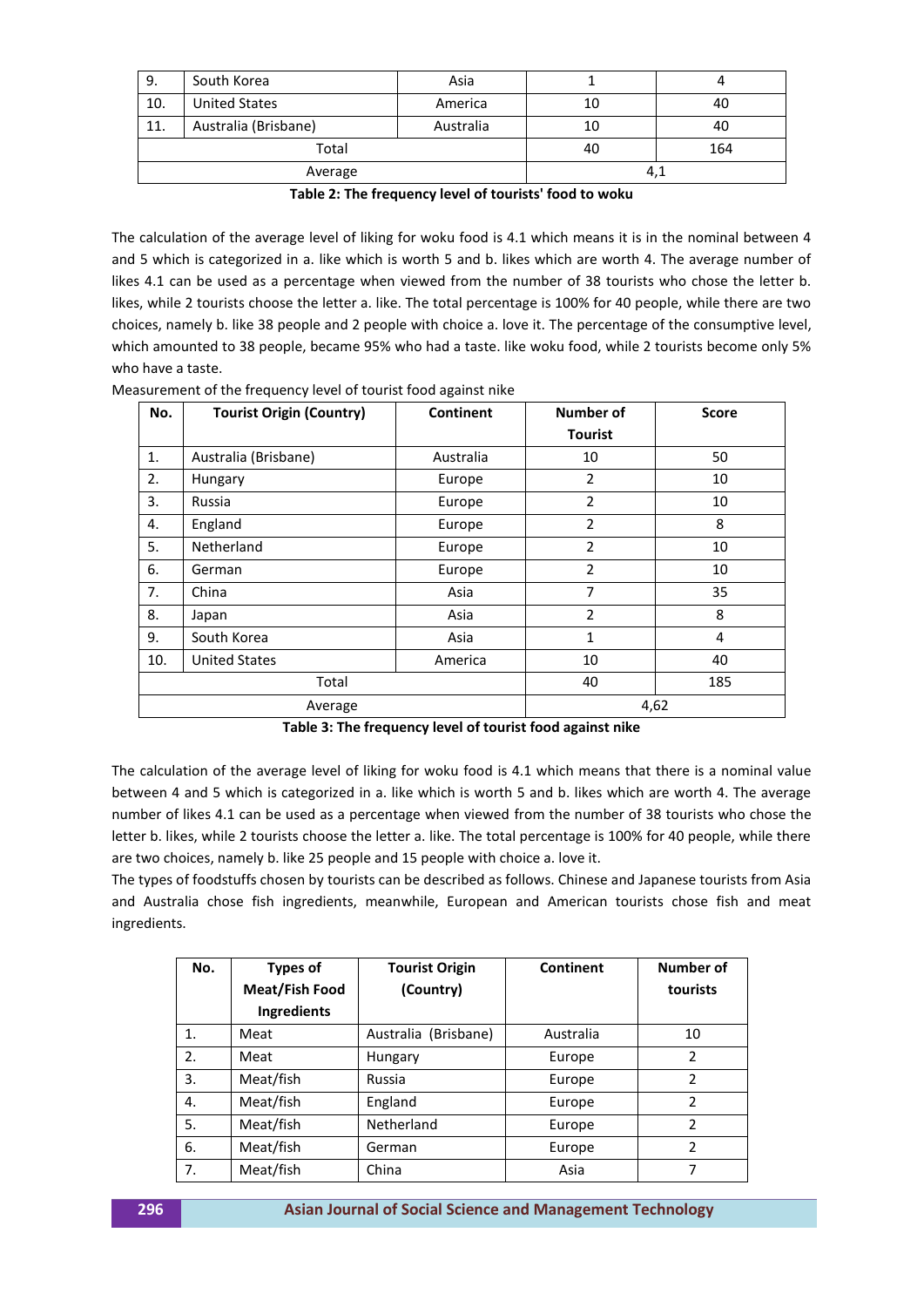| 9. | South Korea | Asia | 1 | 4 |
|---|---|---|---|---|
| 10. | United States | America | 10 | 40 |
| 11. | Australia (Brisbane) | Australia | 10 | 40 |
| Total | | | 40 | 164 |
| Average | | | 4,1 | |

**Table 2: The frequency level of tourists' food to woku**

The calculation of the average level of liking for woku food is 4.1 which means it is in the nominal between 4 and 5 which is categorized in a. like which is worth 5 and b. likes which are worth 4. The average number of likes 4.1 can be used as a percentage when viewed from the number of 38 tourists who chose the letter b. likes, while 2 tourists choose the letter a. like. The total percentage is 100% for 40 people, while there are two choices, namely b. like 38 people and 2 people with choice a. love it. The percentage of the consumptive level, which amounted to 38 people, became 95% who had a taste. like woku food, while 2 tourists become only 5% who have a taste.

Measurement of the frequency level of tourist food against nike

| No. | Tourist Origin (Country) | Continent | Number of Tourist | Score |
|---|---|---|---|---|
| 1. | Australia (Brisbane) | Australia | 10 | 50 |
| 2. | Hungary | Europe | 2 | 10 |
| 3. | Russia | Europe | 2 | 10 |
| 4. | England | Europe | 2 | 8 |
| 5. | Netherland | Europe | 2 | 10 |
| 6. | German | Europe | 2 | 10 |
| 7. | China | Asia | 7 | 35 |
| 8. | Japan | Asia | 2 | 8 |
| 9. | South Korea | Asia | 1 | 4 |
| 10. | United States | America | 10 | 40 |
| Total | | | 40 | 185 |
| Average | | | 4,62 | |

**Table 3: The frequency level of tourist food against nike**

The calculation of the average level of liking for woku food is 4.1 which means that there is a nominal value between 4 and 5 which is categorized in a. like which is worth 5 and b. likes which are worth 4. The average number of likes 4.1 can be used as a percentage when viewed from the number of 38 tourists who chose the letter b. likes, while 2 tourists choose the letter a. like. The total percentage is 100% for 40 people, while there are two choices, namely b. like 25 people and 15 people with choice a. love it.

The types of foodstuffs chosen by tourists can be described as follows. Chinese and Japanese tourists from Asia and Australia chose fish ingredients, meanwhile, European and American tourists chose fish and meat ingredients.

| No. | Types of Meat/Fish Food Ingredients | Tourist Origin (Country) | Continent | Number of tourists |
|---|---|---|---|---|
| 1. | Meat | Australia (Brisbane) | Australia | 10 |
| 2. | Meat | Hungary | Europe | 2 |
| 3. | Meat/fish | Russia | Europe | 2 |
| 4. | Meat/fish | England | Europe | 2 |
| 5. | Meat/fish | Netherland | Europe | 2 |
| 6. | Meat/fish | German | Europe | 2 |
| 7. | Meat/fish | China | Asia | 7 |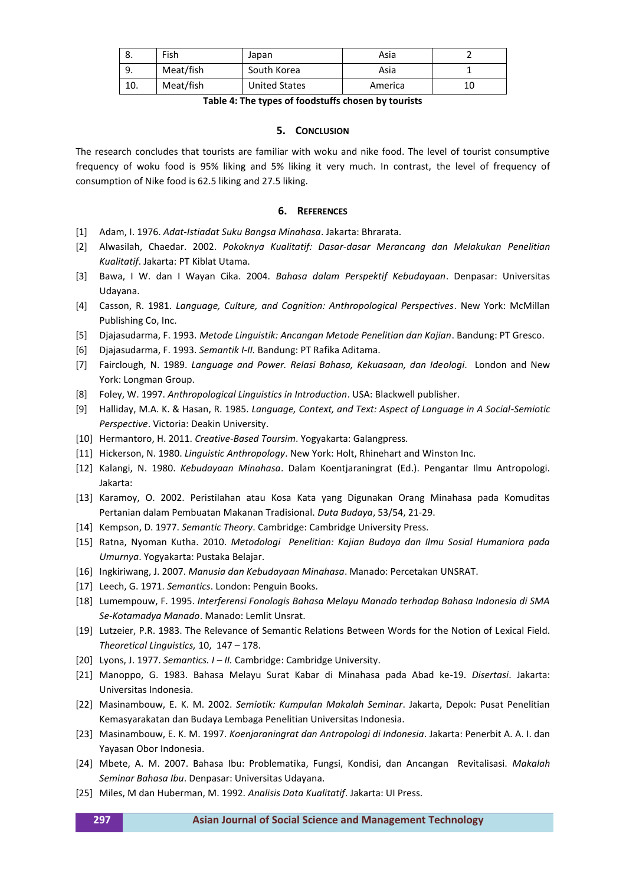| 8. | Fish | Japan | Asia | 2 |
|---|---|---|---|---|
| 9. | Meat/fish | South Korea | Asia | 1 |
| 10. | Meat/fish | United States | America | 10 |

**Table 4: The types of foodstuffs chosen by tourists**

## 5. Conclusion

The research concludes that tourists are familiar with woku and nike food. The level of tourist consumptive frequency of woku food is 95% liking and 5% liking it very much. In contrast, the level of frequency of consumption of Nike food is 62.5 liking and 27.5 liking.

## 6. References

[1] Adam, I. 1976. *Adat-Istiadat Suku Bangsa Minahasa*. Jakarta: Bhrarata.

[2] Alwasilah, Chaedar. 2002. *Pokoknya Kualitatif: Dasar-dasar Merancang dan Melakukan Penelitian Kualitatif*. Jakarta: PT Kiblat Utama.

[3] Bawa, I W. dan I Wayan Cika. 2004. *Bahasa dalam Perspektif Kebudayaan*. Denpasar: Universitas Udayana.

[4] Casson, R. 1981. *Language, Culture, and Cognition: Anthropological Perspectives*. New York: McMillan Publishing Co, Inc.

[5] Djajasudarma, F. 1993. *Metode Linguistik: Ancangan Metode Penelitian dan Kajian*. Bandung: PT Gresco.

[6] Djajasudarma, F. 1993. *Semantik I-II.* Bandung: PT Rafika Aditama.

[7] Fairclough, N. 1989. *Language and Power. Relasi Bahasa, Kekuasaan, dan Ideologi*. London and New York: Longman Group.

[8] Foley, W. 1997. *Anthropological Linguistics in Introduction*. USA: Blackwell publisher.

[9] Halliday, M.A. K. & Hasan, R. 1985. *Language, Context, and Text: Aspect of Language in A Social-Semiotic Perspective*. Victoria: Deakin University.

[10] Hermantoro, H. 2011. *Creative-Based Toursim*. Yogyakarta: Galangpress.

[11] Hickerson, N. 1980. *Linguistic Anthropology*. New York: Holt, Rhinehart and Winston Inc.

[12] Kalangi, N. 1980. *Kebudayaan Minahasa*. Dalam Koentjaraningrat (Ed.). Pengantar Ilmu Antropologi. Jakarta:

[13] Karamoy, O. 2002. Peristilahan atau Kosa Kata yang Digunakan Orang Minahasa pada Komuditas Pertanian dalam Pembuatan Makanan Tradisional. *Duta Budaya*, 53/54, 21-29.

[14] Kempson, D. 1977. *Semantic Theory*. Cambridge: Cambridge University Press.

[15] Ratna, Nyoman Kutha. 2010. *Metodologi Penelitian: Kajian Budaya dan Ilmu Sosial Humaniora pada Umurnya*. Yogyakarta: Pustaka Belajar.

[16] Ingkiriwang, J. 2007. *Manusia dan Kebudayaan Minahasa*. Manado: Percetakan UNSRAT.

[17] Leech, G. 1971. *Semantics*. London: Penguin Books.

[18] Lumempouw, F. 1995. *Interferensi Fonologis Bahasa Melayu Manado terhadap Bahasa Indonesia di SMA Se-Kotamadya Manado*. Manado: Lemlit Unsrat.

[19] Lutzeier, P.R. 1983. The Relevance of Semantic Relations Between Words for the Notion of Lexical Field. *Theoretical Linguistics,* 10, 147 – 178.

[20] Lyons, J. 1977. *Semantics. I – II.* Cambridge: Cambridge University.

[21] Manoppo, G. 1983. Bahasa Melayu Surat Kabar di Minahasa pada Abad ke-19. *Disertasi*. Jakarta: Universitas Indonesia.

[22] Masinambouw, E. K. M. 2002. *Semiotik: Kumpulan Makalah Seminar*. Jakarta, Depok: Pusat Penelitian Kemasyarakatan dan Budaya Lembaga Penelitian Universitas Indonesia.

[23] Masinambouw, E. K. M. 1997. *Koenjaraningrat dan Antropologi di Indonesia*. Jakarta: Penerbit A. A. I. dan Yayasan Obor Indonesia.

[24] Mbete, A. M. 2007. Bahasa Ibu: Problematika, Fungsi, Kondisi, dan Ancangan Revitalisasi. *Makalah Seminar Bahasa Ibu*. Denpasar: Universitas Udayana.

[25] Miles, M dan Huberman, M. 1992. *Analisis Data Kualitatif*. Jakarta: UI Press.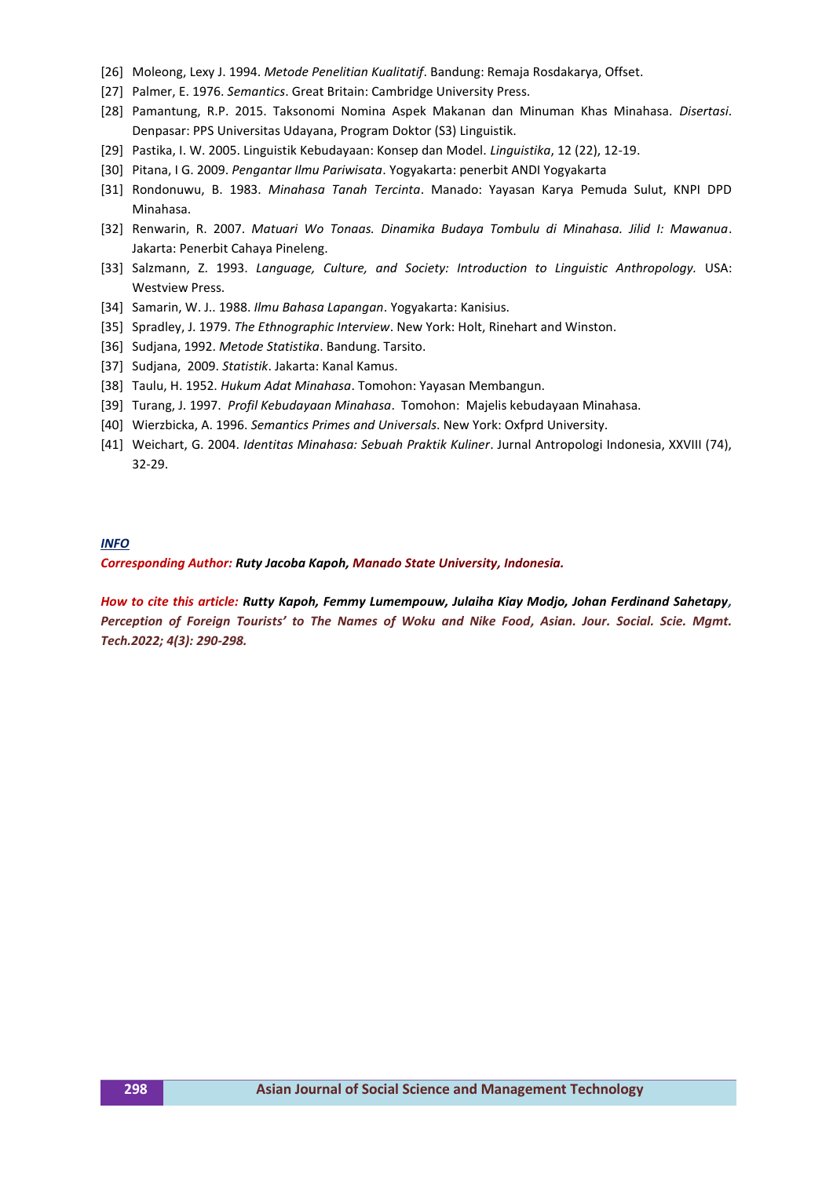[26] Moleong, Lexy J. 1994. *Metode Penelitian Kualitatif*. Bandung: Remaja Rosdakarya, Offset.

[27] Palmer, E. 1976. *Semantics*. Great Britain: Cambridge University Press.

[28] Pamantung, R.P. 2015. Taksonomi Nomina Aspek Makanan dan Minuman Khas Minahasa. *Disertasi*. Denpasar: PPS Universitas Udayana, Program Doktor (S3) Linguistik.

[29] Pastika, I. W. 2005. Linguistik Kebudayaan: Konsep dan Model. *Linguistika*, 12 (22), 12-19.

[30] Pitana, I G. 2009. *Pengantar Ilmu Pariwisata*. Yogyakarta: penerbit ANDI Yogyakarta

[31] Rondonuwu, B. 1983. *Minahasa Tanah Tercinta*. Manado: Yayasan Karya Pemuda Sulut, KNPI DPD Minahasa.

[32] Renwarin, R. 2007. *Matuari Wo Tonaas. Dinamika Budaya Tombulu di Minahasa. Jilid I: Mawanua*. Jakarta: Penerbit Cahaya Pineleng.

[33] Salzmann, Z. 1993. *Language, Culture, and Society: Introduction to Linguistic Anthropology.* USA: Westview Press.

[34] Samarin, W. J.. 1988. *Ilmu Bahasa Lapangan*. Yogyakarta: Kanisius.

[35] Spradley, J. 1979. *The Ethnographic Interview*. New York: Holt, Rinehart and Winston.

[36] Sudjana, 1992. *Metode Statistika*. Bandung. Tarsito.

[37] Sudjana, 2009. *Statistik*. Jakarta: Kanal Kamus.

[38] Taulu, H. 1952. *Hukum Adat Minahasa*. Tomohon: Yayasan Membangun.

[39] Turang, J. 1997. *Profil Kebudayaan Minahasa*. Tomohon: Majelis kebudayaan Minahasa.

[40] Wierzbicka, A. 1996. *Semantics Primes and Universals*. New York: Oxfprd University.

[41] Weichart, G. 2004. *Identitas Minahasa: Sebuah Praktik Kuliner*. Jurnal Antropologi Indonesia, XXVIII (74), 32-29.

***INFO***

***Corresponding Author:* Ruty Jacoba Kapoh, *Manado State University, Indonesia.***

***How to cite this article:* Rutty Kapoh, Femmy Lumempouw, Julaiha Kiay Modjo, Johan Ferdinand Sahetapy, *Perception of Foreign Tourists' to The Names of Woku and Nike Food, Asian. Jour. Social. Scie. Mgmt. Tech.2022; 4(3): 290-298.***